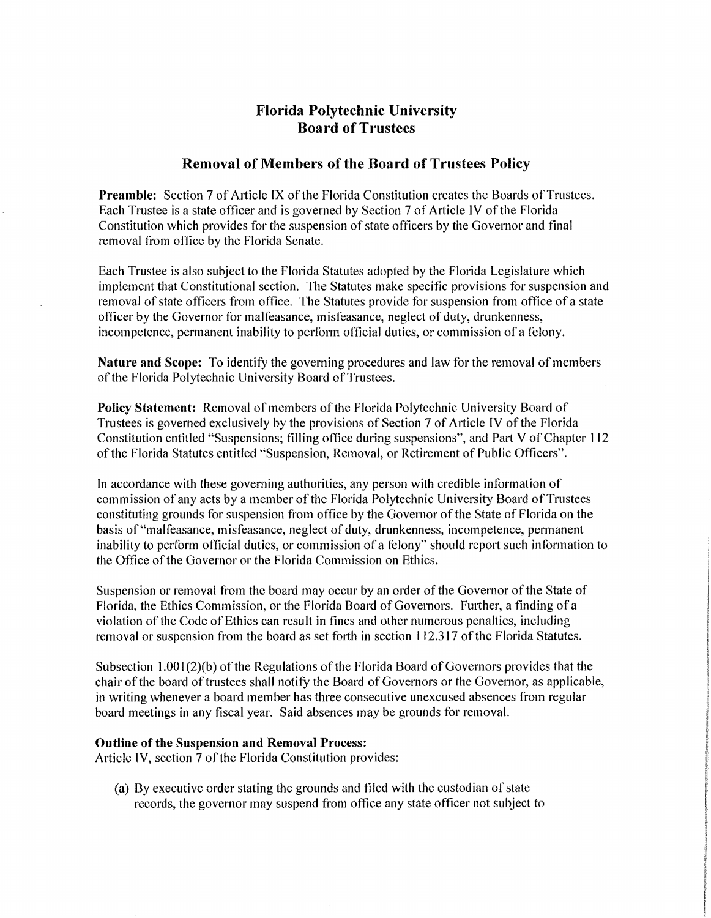# Florida Polytechnic University
# Board of Trustees

## Removal of Members of the Board of Trustees Policy

**Preamble:** Section 7 of Article IX of the Florida Constitution creates the Boards of Trustees. Each Trustee is a state officer and is governed by Section 7 of Article IV of the Florida Constitution which provides for the suspension of state officers by the Governor and final removal from office by the Florida Senate.

Each Trustee is also subject to the Florida Statutes adopted by the Florida Legislature which implement that Constitutional section. The Statutes make specific provisions for suspension and removal of state officers from office. The Statutes provide for suspension from office of a state officer by the Governor for malfeasance, misfeasance, neglect of duty, drunkenness, incompetence, permanent inability to perform official duties, or commission of a felony.

**Nature and Scope:** To identify the governing procedures and law for the removal of members of the Florida Polytechnic University Board of Trustees.

**Policy Statement:** Removal of members of the Florida Polytechnic University Board of Trustees is governed exclusively by the provisions of Section 7 of Article IV of the Florida Constitution entitled "Suspensions; filling office during suspensions", and Part V of Chapter 112 of the Florida Statutes entitled "Suspension, Removal, or Retirement of Public Officers".

In accordance with these governing authorities, any person with credible information of commission of any acts by a member of the Florida Polytechnic University Board of Trustees constituting grounds for suspension from office by the Governor of the State of Florida on the basis of "malfeasance, misfeasance, neglect of duty, drunkenness, incompetence, permanent inability to perform official duties, or commission of a felony" should report such information to the Office of the Governor or the Florida Commission on Ethics.

Suspension or removal from the board may occur by an order of the Governor of the State of Florida, the Ethics Commission, or the Florida Board of Governors. Further, a finding of a violation of the Code of Ethics can result in fines and other numerous penalties, including removal or suspension from the board as set forth in section 112.317 of the Florida Statutes.

Subsection 1.001(2)(b) of the Regulations of the Florida Board of Governors provides that the chair of the board of trustees shall notify the Board of Governors or the Governor, as applicable, in writing whenever a board member has three consecutive unexcused absences from regular board meetings in any fiscal year. Said absences may be grounds for removal.

**Outline of the Suspension and Removal Process:**
Article IV, section 7 of the Florida Constitution provides:

(a) By executive order stating the grounds and filed with the custodian of state records, the governor may suspend from office any state officer not subject to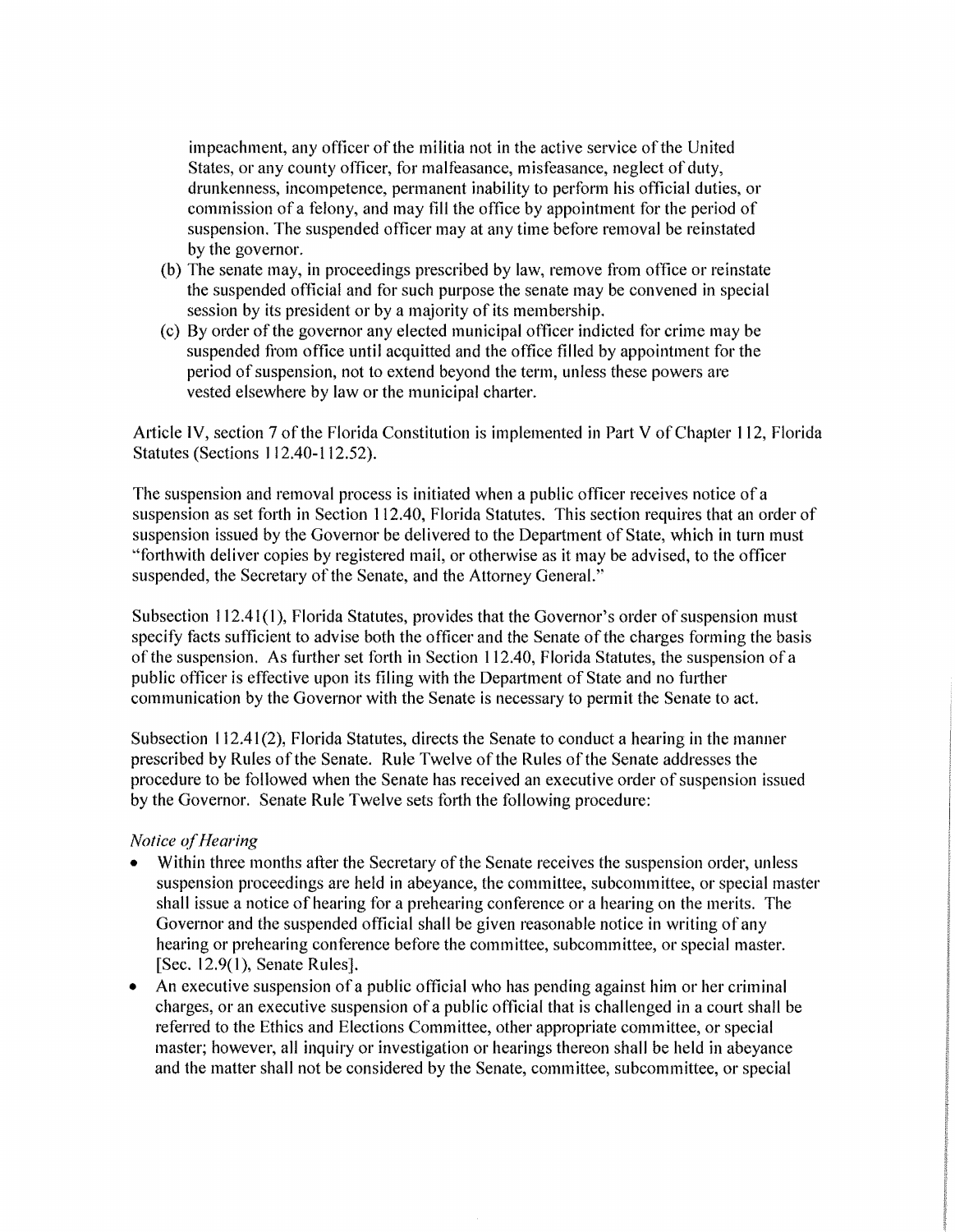impeachment, any officer of the militia not in the active service of the United States, or any county officer, for malfeasance, misfeasance, neglect of duty, drunkenness, incompetence, permanent inability to perform his official duties, or commission of a felony, and may fill the office by appointment for the period of suspension. The suspended officer may at any time before removal be reinstated by the governor.

(b) The senate may, in proceedings prescribed by law, remove from office or reinstate the suspended official and for such purpose the senate may be convened in special session by its president or by a majority of its membership.

(c) By order of the governor any elected municipal officer indicted for crime may be suspended from office until acquitted and the office filled by appointment for the period of suspension, not to extend beyond the term, unless these powers are vested elsewhere by law or the municipal charter.

Article IV, section 7 of the Florida Constitution is implemented in Part V of Chapter 112, Florida Statutes (Sections 112.40-112.52).

The suspension and removal process is initiated when a public officer receives notice of a suspension as set forth in Section 112.40, Florida Statutes. This section requires that an order of suspension issued by the Governor be delivered to the Department of State, which in turn must "forthwith deliver copies by registered mail, or otherwise as it may be advised, to the officer suspended, the Secretary of the Senate, and the Attorney General."

Subsection 112.41(1), Florida Statutes, provides that the Governor's order of suspension must specify facts sufficient to advise both the officer and the Senate of the charges forming the basis of the suspension. As further set forth in Section 112.40, Florida Statutes, the suspension of a public officer is effective upon its filing with the Department of State and no further communication by the Governor with the Senate is necessary to permit the Senate to act.

Subsection 112.41(2), Florida Statutes, directs the Senate to conduct a hearing in the manner prescribed by Rules of the Senate. Rule Twelve of the Rules of the Senate addresses the procedure to be followed when the Senate has received an executive order of suspension issued by the Governor. Senate Rule Twelve sets forth the following procedure:

*Notice of Hearing*

- Within three months after the Secretary of the Senate receives the suspension order, unless suspension proceedings are held in abeyance, the committee, subcommittee, or special master shall issue a notice of hearing for a prehearing conference or a hearing on the merits. The Governor and the suspended official shall be given reasonable notice in writing of any hearing or prehearing conference before the committee, subcommittee, or special master. [Sec. 12.9(1), Senate Rules].
- An executive suspension of a public official who has pending against him or her criminal charges, or an executive suspension of a public official that is challenged in a court shall be referred to the Ethics and Elections Committee, other appropriate committee, or special master; however, all inquiry or investigation or hearings thereon shall be held in abeyance and the matter shall not be considered by the Senate, committee, subcommittee, or special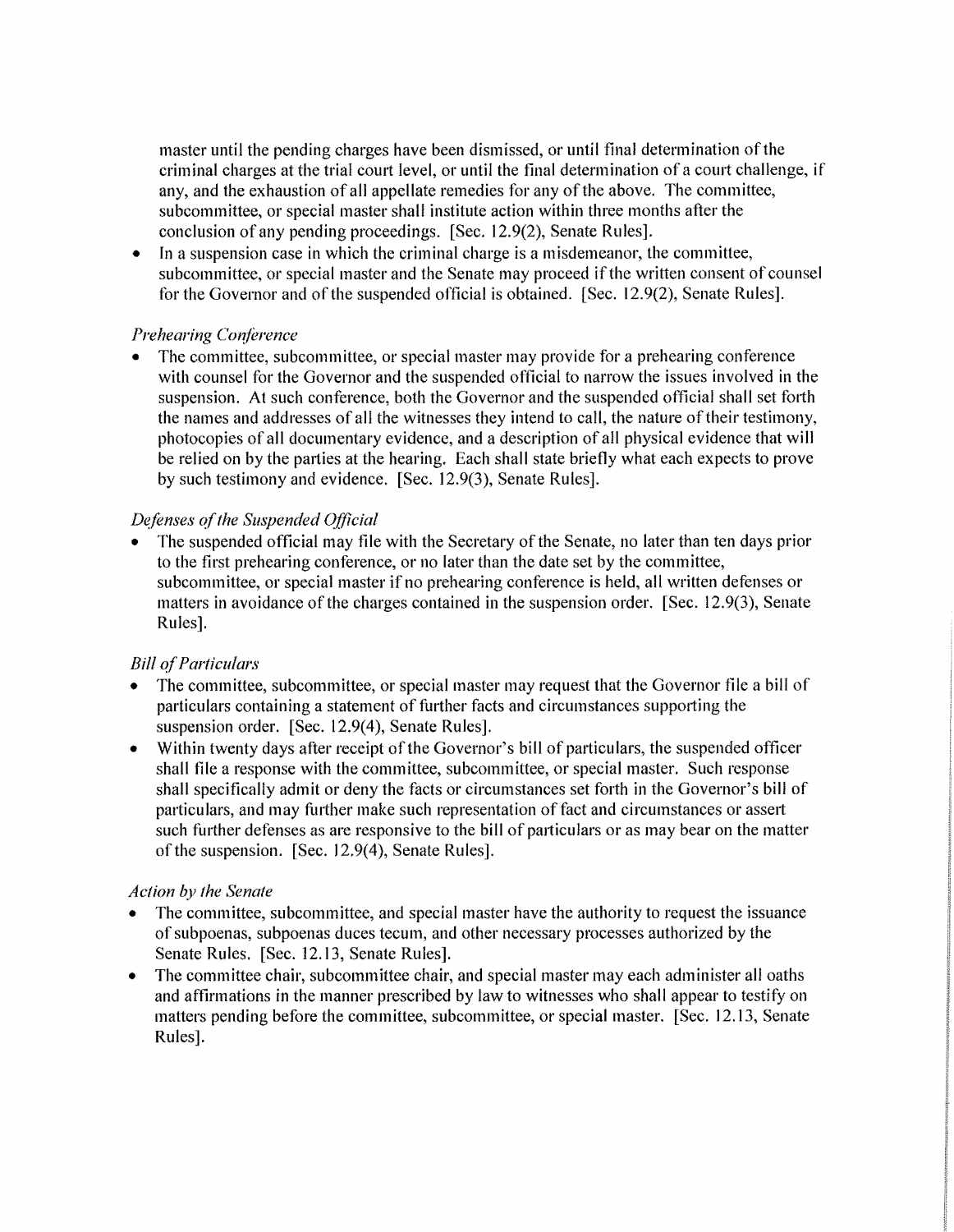master until the pending charges have been dismissed, or until final determination of the criminal charges at the trial court level, or until the final determination of a court challenge, if any, and the exhaustion of all appellate remedies for any of the above. The committee, subcommittee, or special master shall institute action within three months after the conclusion of any pending proceedings. [Sec. 12.9(2), Senate Rules].

- In a suspension case in which the criminal charge is a misdemeanor, the committee, subcommittee, or special master and the Senate may proceed if the written consent of counsel for the Governor and of the suspended official is obtained. [Sec. 12.9(2), Senate Rules].

*Prehearing Conference*

- The committee, subcommittee, or special master may provide for a prehearing conference with counsel for the Governor and the suspended official to narrow the issues involved in the suspension. At such conference, both the Governor and the suspended official shall set forth the names and addresses of all the witnesses they intend to call, the nature of their testimony, photocopies of all documentary evidence, and a description of all physical evidence that will be relied on by the parties at the hearing. Each shall state briefly what each expects to prove by such testimony and evidence. [Sec. 12.9(3), Senate Rules].

*Defenses of the Suspended Official*

- The suspended official may file with the Secretary of the Senate, no later than ten days prior to the first prehearing conference, or no later than the date set by the committee, subcommittee, or special master if no prehearing conference is held, all written defenses or matters in avoidance of the charges contained in the suspension order. [Sec. 12.9(3), Senate Rules].

*Bill of Particulars*

- The committee, subcommittee, or special master may request that the Governor file a bill of particulars containing a statement of further facts and circumstances supporting the suspension order. [Sec. 12.9(4), Senate Rules].
- Within twenty days after receipt of the Governor's bill of particulars, the suspended officer shall file a response with the committee, subcommittee, or special master. Such response shall specifically admit or deny the facts or circumstances set forth in the Governor's bill of particulars, and may further make such representation of fact and circumstances or assert such further defenses as are responsive to the bill of particulars or as may bear on the matter of the suspension. [Sec. 12.9(4), Senate Rules].

*Action by the Senate*

- The committee, subcommittee, and special master have the authority to request the issuance of subpoenas, subpoenas duces tecum, and other necessary processes authorized by the Senate Rules. [Sec. 12.13, Senate Rules].
- The committee chair, subcommittee chair, and special master may each administer all oaths and affirmations in the manner prescribed by law to witnesses who shall appear to testify on matters pending before the committee, subcommittee, or special master. [Sec. 12.13, Senate Rules].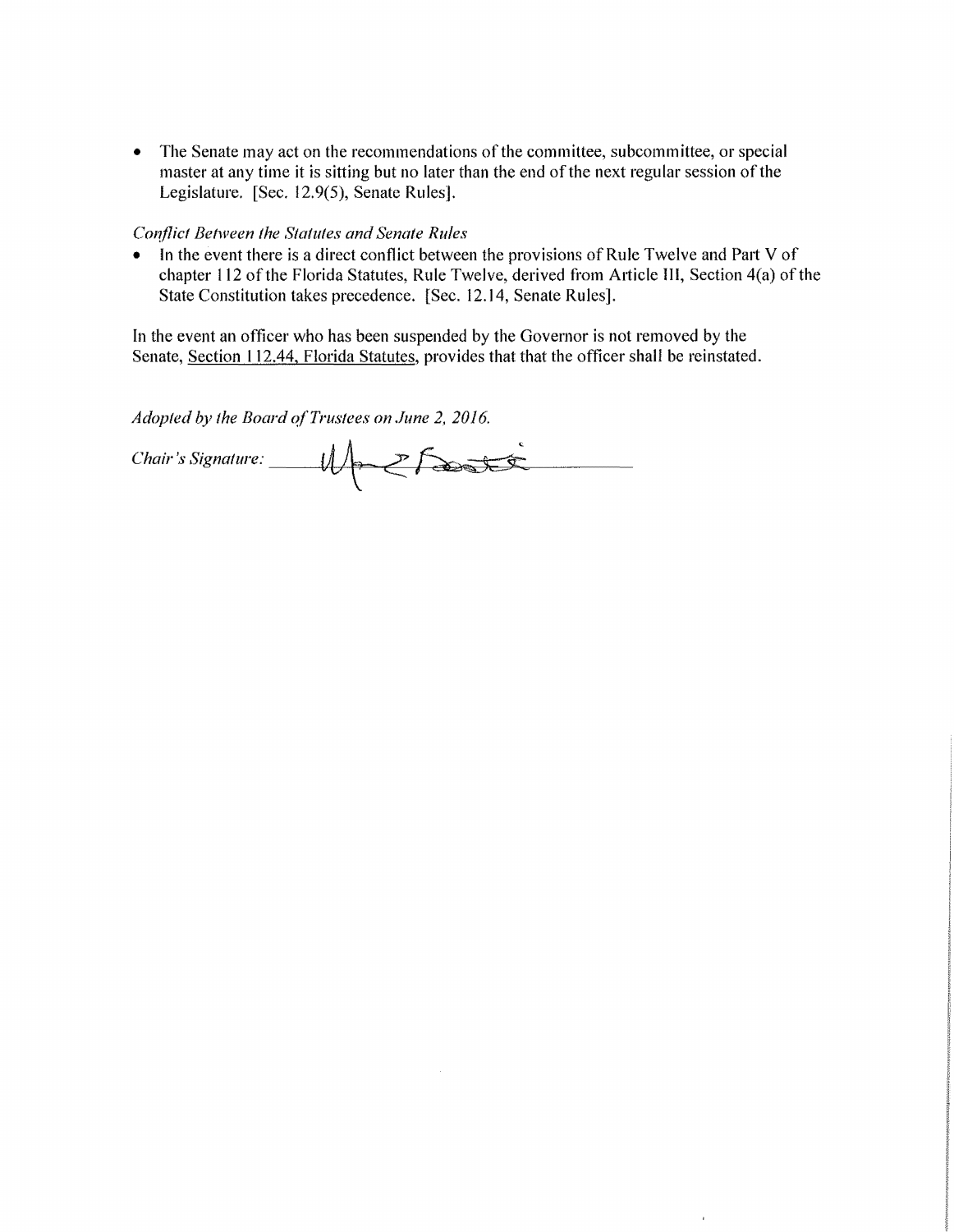- The Senate may act on the recommendations of the committee, subcommittee, or special master at any time it is sitting but no later than the end of the next regular session of the Legislature. [Sec. 12.9(5), Senate Rules].

*Conflict Between the Statutes and Senate Rules*

- In the event there is a direct conflict between the provisions of Rule Twelve and Part V of chapter 112 of the Florida Statutes, Rule Twelve, derived from Article III, Section 4(a) of the State Constitution takes precedence. [Sec. 12.14, Senate Rules].

In the event an officer who has been suspended by the Governor is not removed by the Senate, Section 112.44, Florida Statutes, provides that that the officer shall be reinstated.

*Adopted by the Board of Trustees on June 2, 2016.*

*Chair's Signature:* ____________________